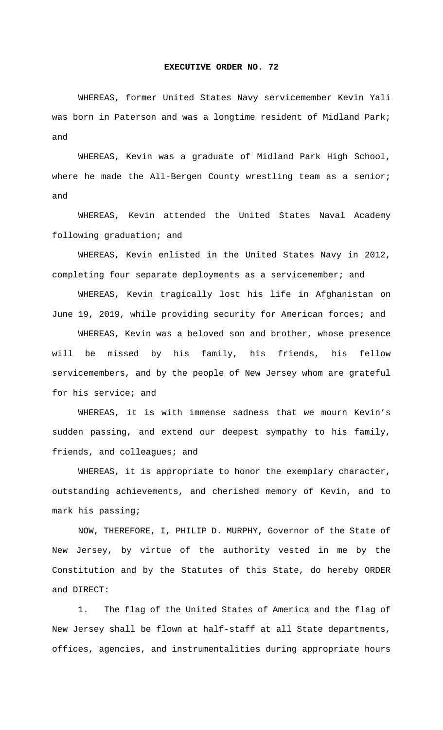**EXECUTIVE ORDER NO. 72**

WHEREAS, former United States Navy servicemember Kevin Yali was born in Paterson and was a longtime resident of Midland Park; and

WHEREAS, Kevin was a graduate of Midland Park High School, where he made the All-Bergen County wrestling team as a senior; and

WHEREAS, Kevin attended the United States Naval Academy following graduation; and

WHEREAS, Kevin enlisted in the United States Navy in 2012, completing four separate deployments as a servicemember; and

WHEREAS, Kevin tragically lost his life in Afghanistan on June 19, 2019, while providing security for American forces; and

WHEREAS, Kevin was a beloved son and brother, whose presence will be missed by his family, his friends, his fellow servicemembers, and by the people of New Jersey whom are grateful for his service; and

WHEREAS, it is with immense sadness that we mourn Kevin's sudden passing, and extend our deepest sympathy to his family, friends, and colleagues; and

WHEREAS, it is appropriate to honor the exemplary character, outstanding achievements, and cherished memory of Kevin, and to mark his passing;

NOW, THEREFORE, I, PHILIP D. MURPHY, Governor of the State of New Jersey, by virtue of the authority vested in me by the Constitution and by the Statutes of this State, do hereby ORDER and DIRECT:

1. The flag of the United States of America and the flag of New Jersey shall be flown at half-staff at all State departments, offices, agencies, and instrumentalities during appropriate hours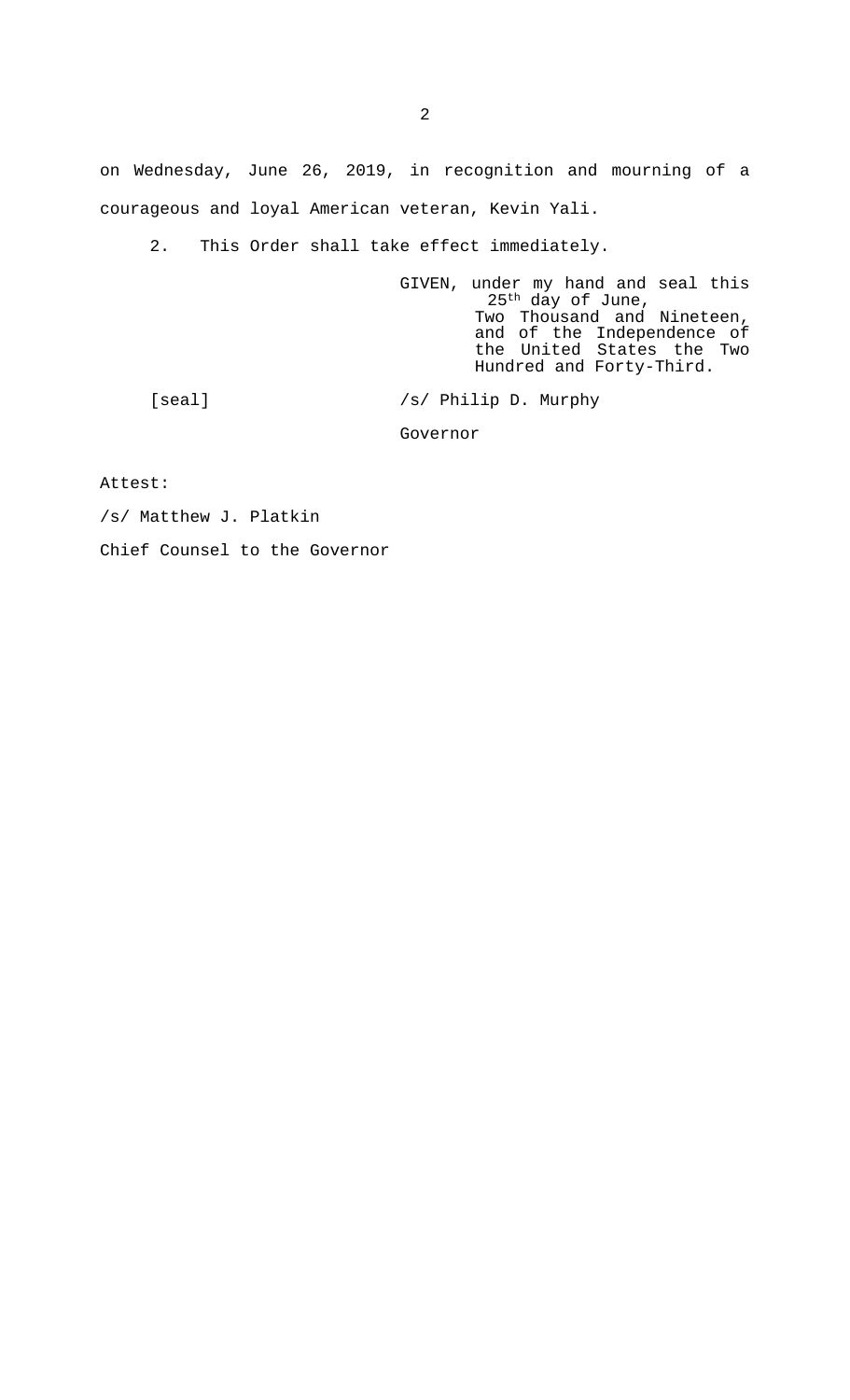on Wednesday, June 26, 2019, in recognition and mourning of a courageous and loyal American veteran, Kevin Yali.

2. This Order shall take effect immediately.

GIVEN, under my hand and seal this 25th day of June, Two Thousand and Nineteen, and of the Independence of the United States the Two Hundred and Forty-Third.

[seal]

/s/ Philip D. Murphy

Governor

Attest:

/s/ Matthew J. Platkin

Chief Counsel to the Governor